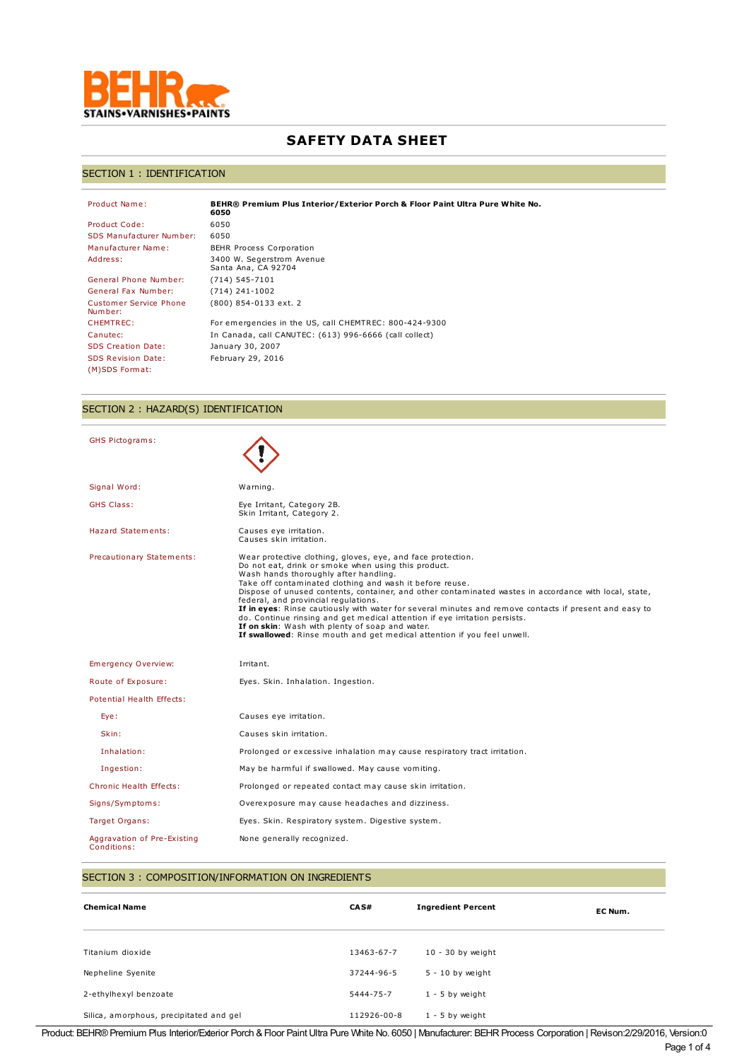# SAFETY DATA SHEET

## SECTION 1 : IDENTIFICATION

| | |
|---|---|
| Product Name: | **BEHR® Premium Plus Interior/Exterior Porch & Floor Paint Ultra Pure White No. 6050** |
| Product Code: | 6050 |
| SDS Manufacturer Number: | 6050 |
| Manufacturer Name: | BEHR Process Corporation |
| Address: | 3400 W. Segerstrom Avenue<br>Santa Ana, CA 92704 |
| General Phone Number: | (714) 545-7101 |
| General Fax Number: | (714) 241-1002 |
| Customer Service Phone Number: | (800) 854-0133 ext. 2 |
| CHEMTREC: | For emergencies in the US, call CHEMTREC: 800-424-9300 |
| Canutec: | In Canada, call CANUTEC: (613) 996-6666 (call collect) |
| SDS Creation Date: | January 30, 2007 |
| SDS Revision Date: | February 29, 2016 |
| (M)SDS Format: | |

## SECTION 2 : HAZARD(S) IDENTIFICATION

| | |
|---|---|
| GHS Pictograms: | |
| Signal Word: | Warning. |
| GHS Class: | Eye Irritant, Category 2B.<br>Skin Irritant, Category 2. |
| Hazard Statements: | Causes eye irritation.<br>Causes skin irritation. |
| Precautionary Statements: | Wear protective clothing, gloves, eye, and face protection.<br>Do not eat, drink or smoke when using this product.<br>Wash hands thoroughly after handling.<br>Take off contaminated clothing and wash it before reuse.<br>Dispose of unused contents, container, and other contaminated wastes in accordance with local, state, federal, and provincial regulations.<br>**If in eyes**: Rinse cautiously with water for several minutes and remove contacts if present and easy to do. Continue rinsing and get medical attention if eye irritation persists.<br>**If on skin**: Wash with plenty of soap and water.<br>**If swallowed**: Rinse mouth and get medical attention if you feel unwell. |
| Emergency Overview: | Irritant. |
| Route of Exposure: | Eyes. Skin. Inhalation. Ingestion. |
| Potential Health Effects: | |
| Eye: | Causes eye irritation. |
| Skin: | Causes skin irritation. |
| Inhalation: | Prolonged or excessive inhalation may cause respiratory tract irritation. |
| Ingestion: | May be harmful if swallowed. May cause vomiting. |
| Chronic Health Effects: | Prolonged or repeated contact may cause skin irritation. |
| Signs/Symptoms: | Overexposure may cause headaches and dizziness. |
| Target Organs: | Eyes. Skin. Respiratory system. Digestive system. |
| Aggravation of Pre-Existing Conditions: | None generally recognized. |

## SECTION 3 : COMPOSITION/INFORMATION ON INGREDIENTS

| **Chemical Name** | **CAS#** | **Ingredient Percent** | **EC Num.** |
|---|---|---|---|
| Titanium dioxide | 13463-67-7 | 10 - 30 by weight | |
| Nepheline Syenite | 37244-96-5 | 5 - 10 by weight | |
| 2-ethylhexyl benzoate | 5444-75-7 | 1 - 5 by weight | |
| Silica, amorphous, precipitated and gel | 112926-00-8 | 1 - 5 by weight | |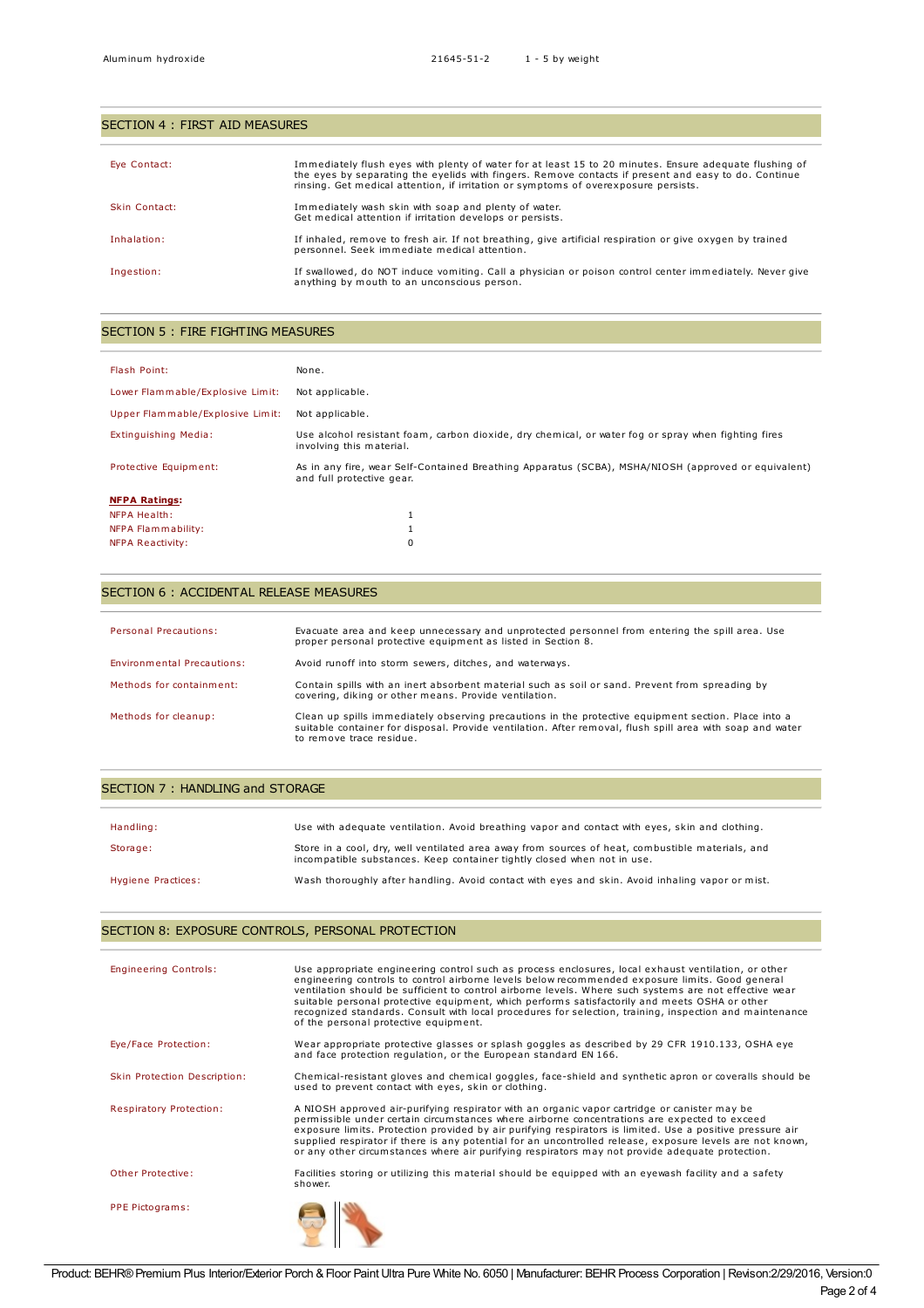| Aluminum hydroxide | 21645-51-2 | 1 - 5 by weight |
|---|---|---|

## SECTION 4 : FIRST AID MEASURES

| | |
|---|---|
| Eye Contact: | Immediately flush eyes with plenty of water for at least 15 to 20 minutes. Ensure adequate flushing of the eyes by separating the eyelids with fingers. Remove contacts if present and easy to do. Continue rinsing. Get medical attention, if irritation or symptoms of overexposure persists. |
| Skin Contact: | Immediately wash skin with soap and plenty of water. Get medical attention if irritation develops or persists. |
| Inhalation: | If inhaled, remove to fresh air. If not breathing, give artificial respiration or give oxygen by trained personnel. Seek immediate medical attention. |
| Ingestion: | If swallowed, do NOT induce vomiting. Call a physician or poison control center immediately. Never give anything by mouth to an unconscious person. |

## SECTION 5 : FIRE FIGHTING MEASURES

| | |
|---|---|
| Flash Point: | None. |
| Lower Flammable/Explosive Limit: | Not applicable. |
| Upper Flammable/Explosive Limit: | Not applicable. |
| Extinguishing Media: | Use alcohol resistant foam, carbon dioxide, dry chemical, or water fog or spray when fighting fires involving this material. |
| Protective Equipment: | As in any fire, wear Self-Contained Breathing Apparatus (SCBA), MSHA/NIOSH (approved or equivalent) and full protective gear. |

**NFPA Ratings:**

| | |
|---|---|
| NFPA Health: | 1 |
| NFPA Flammability: | 1 |
| NFPA Reactivity: | 0 |

## SECTION 6 : ACCIDENTAL RELEASE MEASURES

| | |
|---|---|
| Personal Precautions: | Evacuate area and keep unnecessary and unprotected personnel from entering the spill area. Use proper personal protective equipment as listed in Section 8. |
| Environmental Precautions: | Avoid runoff into storm sewers, ditches, and waterways. |
| Methods for containment: | Contain spills with an inert absorbent material such as soil or sand. Prevent from spreading by covering, diking or other means. Provide ventilation. |
| Methods for cleanup: | Clean up spills immediately observing precautions in the protective equipment section. Place into a suitable container for disposal. Provide ventilation. After removal, flush spill area with soap and water to remove trace residue. |

## SECTION 7 : HANDLING and STORAGE

| | |
|---|---|
| Handling: | Use with adequate ventilation. Avoid breathing vapor and contact with eyes, skin and clothing. |
| Storage: | Store in a cool, dry, well ventilated area away from sources of heat, combustible materials, and incompatible substances. Keep container tightly closed when not in use. |
| Hygiene Practices: | Wash thoroughly after handling. Avoid contact with eyes and skin. Avoid inhaling vapor or mist. |

## SECTION 8: EXPOSURE CONTROLS, PERSONAL PROTECTION

| | |
|---|---|
| Engineering Controls: | Use appropriate engineering control such as process enclosures, local exhaust ventilation, or other engineering controls to control airborne levels below recommended exposure limits. Good general ventilation should be sufficient to control airborne levels. Where such systems are not effective wear suitable personal protective equipment, which performs satisfactorily and meets OSHA or other recognized standards. Consult with local procedures for selection, training, inspection and maintenance of the personal protective equipment. |
| Eye/Face Protection: | Wear appropriate protective glasses or splash goggles as described by 29 CFR 1910.133, OSHA eye and face protection regulation, or the European standard EN 166. |
| Skin Protection Description: | Chemical-resistant gloves and chemical goggles, face-shield and synthetic apron or coveralls should be used to prevent contact with eyes, skin or clothing. |
| Respiratory Protection: | A NIOSH approved air-purifying respirator with an organic vapor cartridge or canister may be permissible under certain circumstances where airborne concentrations are expected to exceed exposure limits. Protection provided by air purifying respirators is limited. Use a positive pressure air supplied respirator if there is any potential for an uncontrolled release, exposure levels are not known, or any other circumstances where air purifying respirators may not provide adequate protection. |
| Other Protective: | Facilities storing or utilizing this material should be equipped with an eyewash facility and a safety shower. |
| PPE Pictograms: | |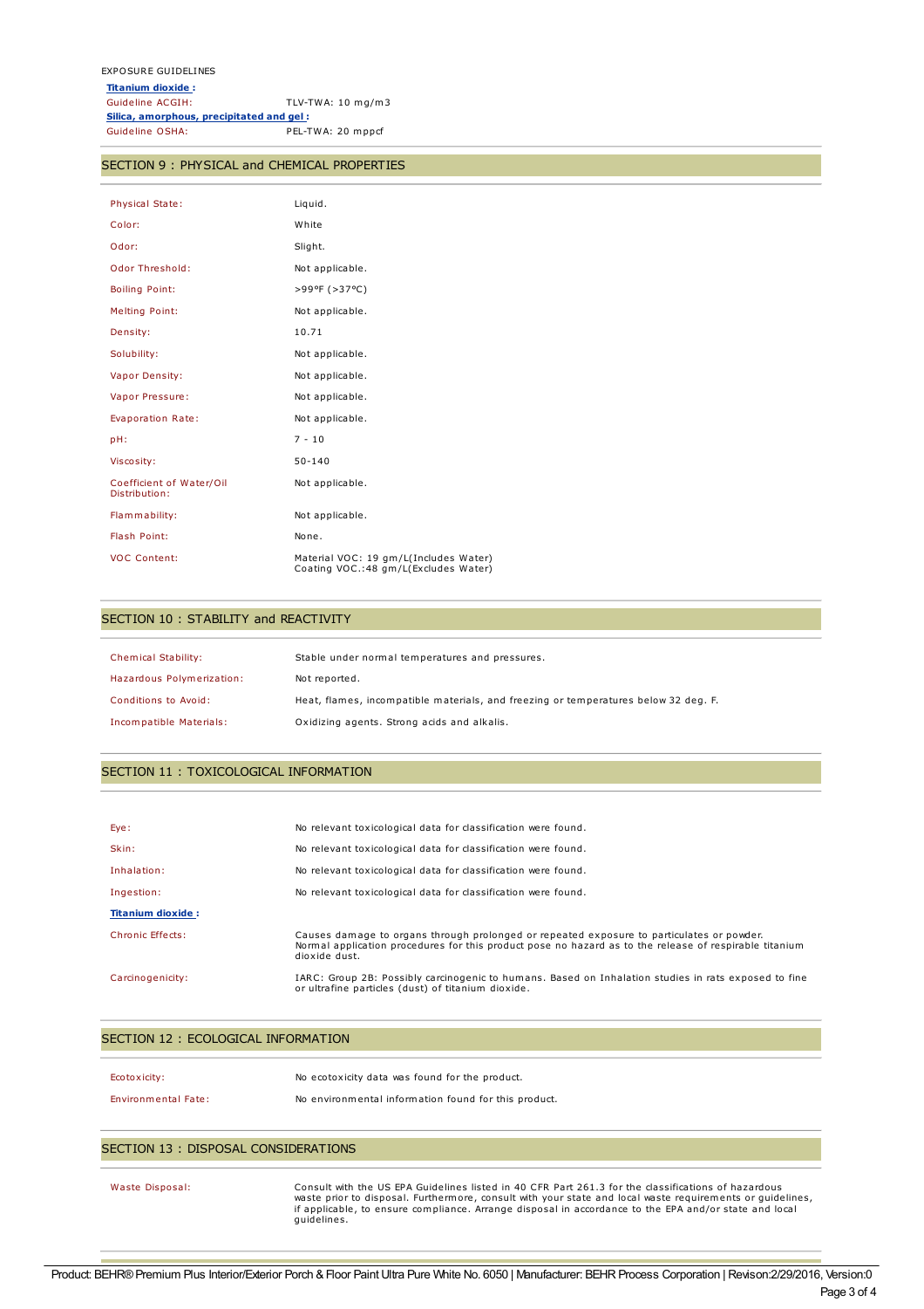EXPOSURE GUIDELINES

**Titanium dioxide :**

| | |
|---|---|
| Guideline ACGIH: | TLV-TWA: 10 mg/m3 |

**Silica, amorphous, precipitated and gel :**

| | |
|---|---|
| Guideline OSHA: | PEL-TWA: 20 mppcf |

## SECTION 9 : PHYSICAL and CHEMICAL PROPERTIES

| | |
|---|---|
| Physical State: | Liquid. |
| Color: | White |
| Odor: | Slight. |
| Odor Threshold: | Not applicable. |
| Boiling Point: | >99°F (>37°C) |
| Melting Point: | Not applicable. |
| Density: | 10.71 |
| Solubility: | Not applicable. |
| Vapor Density: | Not applicable. |
| Vapor Pressure: | Not applicable. |
| Evaporation Rate: | Not applicable. |
| pH: | 7 - 10 |
| Viscosity: | 50-140 |
| Coefficient of Water/Oil Distribution: | Not applicable. |
| Flammability: | Not applicable. |
| Flash Point: | None. |
| VOC Content: | Material VOC: 19 gm/L(Includes Water) Coating VOC.:48 gm/L(Excludes Water) |

## SECTION 10 : STABILITY and REACTIVITY

| | |
|---|---|
| Chemical Stability: | Stable under normal temperatures and pressures. |
| Hazardous Polymerization: | Not reported. |
| Conditions to Avoid: | Heat, flames, incompatible materials, and freezing or temperatures below 32 deg. F. |
| Incompatible Materials: | Oxidizing agents. Strong acids and alkalis. |

## SECTION 11 : TOXICOLOGICAL INFORMATION

| | |
|---|---|
| Eye: | No relevant toxicological data for classification were found. |
| Skin: | No relevant toxicological data for classification were found. |
| Inhalation: | No relevant toxicological data for classification were found. |
| Ingestion: | No relevant toxicological data for classification were found. |

**Titanium dioxide :**

| | |
|---|---|
| Chronic Effects: | Causes damage to organs through prolonged or repeated exposure to particulates or powder. Normal application procedures for this product pose no hazard as to the release of respirable titanium dioxide dust. |
| Carcinogenicity: | IARC: Group 2B: Possibly carcinogenic to humans. Based on Inhalation studies in rats exposed to fine or ultrafine particles (dust) of titanium dioxide. |

## SECTION 12 : ECOLOGICAL INFORMATION

| | |
|---|---|
| Ecotoxicity: | No ecotoxicity data was found for the product. |
| Environmental Fate: | No environmental information found for this product. |

## SECTION 13 : DISPOSAL CONSIDERATIONS

| | |
|---|---|
| Waste Disposal: | Consult with the US EPA Guidelines listed in 40 CFR Part 261.3 for the classifications of hazardous waste prior to disposal. Furthermore, consult with your state and local waste requirements or guidelines, if applicable, to ensure compliance. Arrange disposal in accordance to the EPA and/or state and local guidelines. |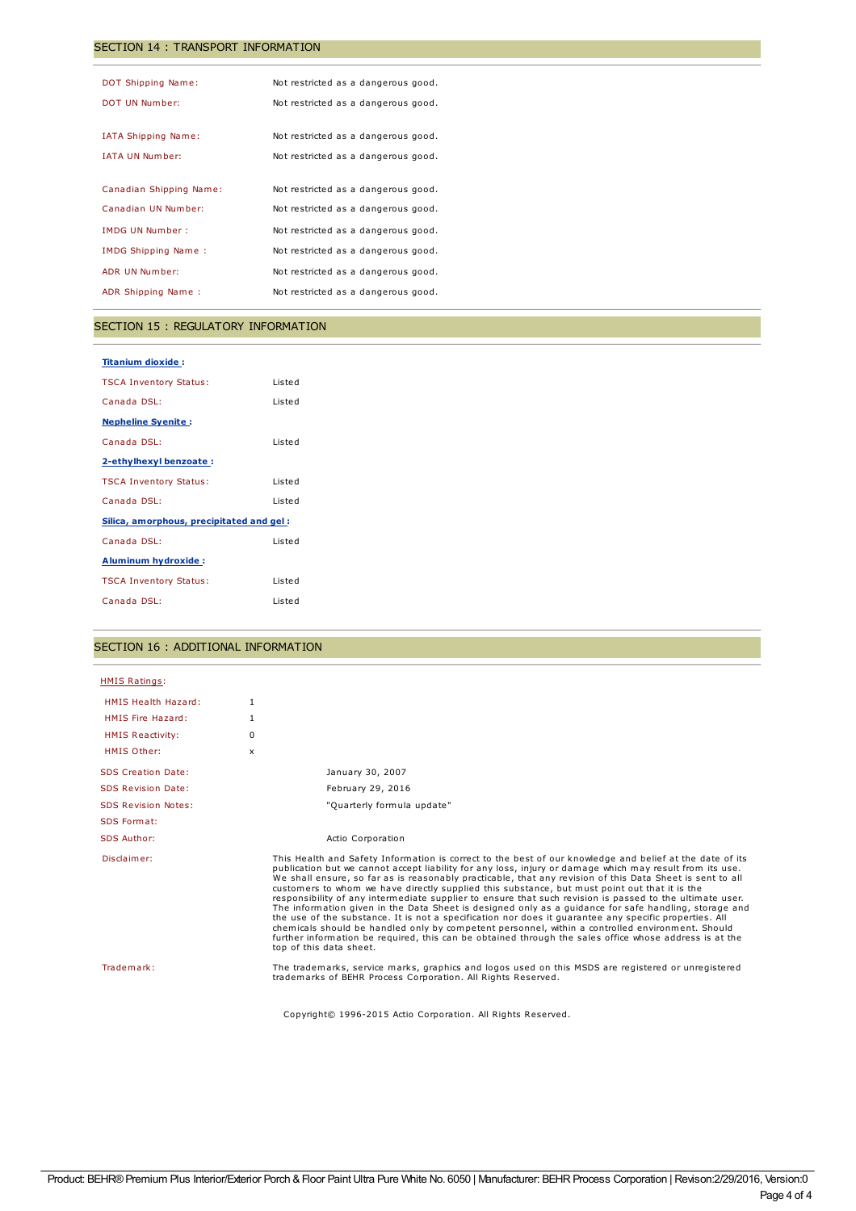## SECTION 14 : TRANSPORT INFORMATION

| | |
|---|---|
| DOT Shipping Name: | Not restricted as a dangerous good. |
| DOT UN Number: | Not restricted as a dangerous good. |
| IATA Shipping Name: | Not restricted as a dangerous good. |
| IATA UN Number: | Not restricted as a dangerous good. |
| Canadian Shipping Name: | Not restricted as a dangerous good. |
| Canadian UN Number: | Not restricted as a dangerous good. |
| IMDG UN Number : | Not restricted as a dangerous good. |
| IMDG Shipping Name : | Not restricted as a dangerous good. |
| ADR UN Number: | Not restricted as a dangerous good. |
| ADR Shipping Name : | Not restricted as a dangerous good. |

## SECTION 15 : REGULATORY INFORMATION

**Titanium dioxide :**

| | |
|---|---|
| TSCA Inventory Status: | Listed |
| Canada DSL: | Listed |

**Nepheline Syenite :**

| | |
|---|---|
| Canada DSL: | Listed |

**2-ethylhexyl benzoate :**

| | |
|---|---|
| TSCA Inventory Status: | Listed |
| Canada DSL: | Listed |

**Silica, amorphous, precipitated and gel :**

| | |
|---|---|
| Canada DSL: | Listed |

**Aluminum hydroxide :**

| | |
|---|---|
| TSCA Inventory Status: | Listed |
| Canada DSL: | Listed |

## SECTION 16 : ADDITIONAL INFORMATION

HMIS Ratings:

| | |
|---|---|
| HMIS Health Hazard: | 1 |
| HMIS Fire Hazard: | 1 |
| HMIS Reactivity: | 0 |
| HMIS Other: | x |

| | |
|---|---|
| SDS Creation Date: | January 30, 2007 |
| SDS Revision Date: | February 29, 2016 |
| SDS Revision Notes: | "Quarterly formula update" |
| SDS Format: | |
| SDS Author: | Actio Corporation |
| Disclaimer: | This Health and Safety Information is correct to the best of our knowledge and belief at the date of its publication but we cannot accept liability for any loss, injury or damage which may result from its use. We shall ensure, so far as is reasonably practicable, that any revision of this Data Sheet is sent to all customers to whom we have directly supplied this substance, but must point out that it is the responsibility of any intermediate supplier to ensure that such revision is passed to the ultimate user. The information given in the Data Sheet is designed only as a guidance for safe handling, storage and the use of the substance. It is not a specification nor does it guarantee any specific properties. All chemicals should be handled only by competent personnel, within a controlled environment. Should further information be required, this can be obtained through the sales office whose address is at the top of this data sheet. |
| Trademark: | The trademarks, service marks, graphics and logos used on this MSDS are registered or unregistered trademarks of BEHR Process Corporation. All Rights Reserved. |

Copyright© 1996-2015 Actio Corporation. All Rights Reserved.

Product: BEHR® Premium Plus Interior/Exterior Porch & Floor Paint Ultra Pure White No. 6050 | Manufacturer: BEHR Process Corporation | Revison:2/29/2016, Version:0